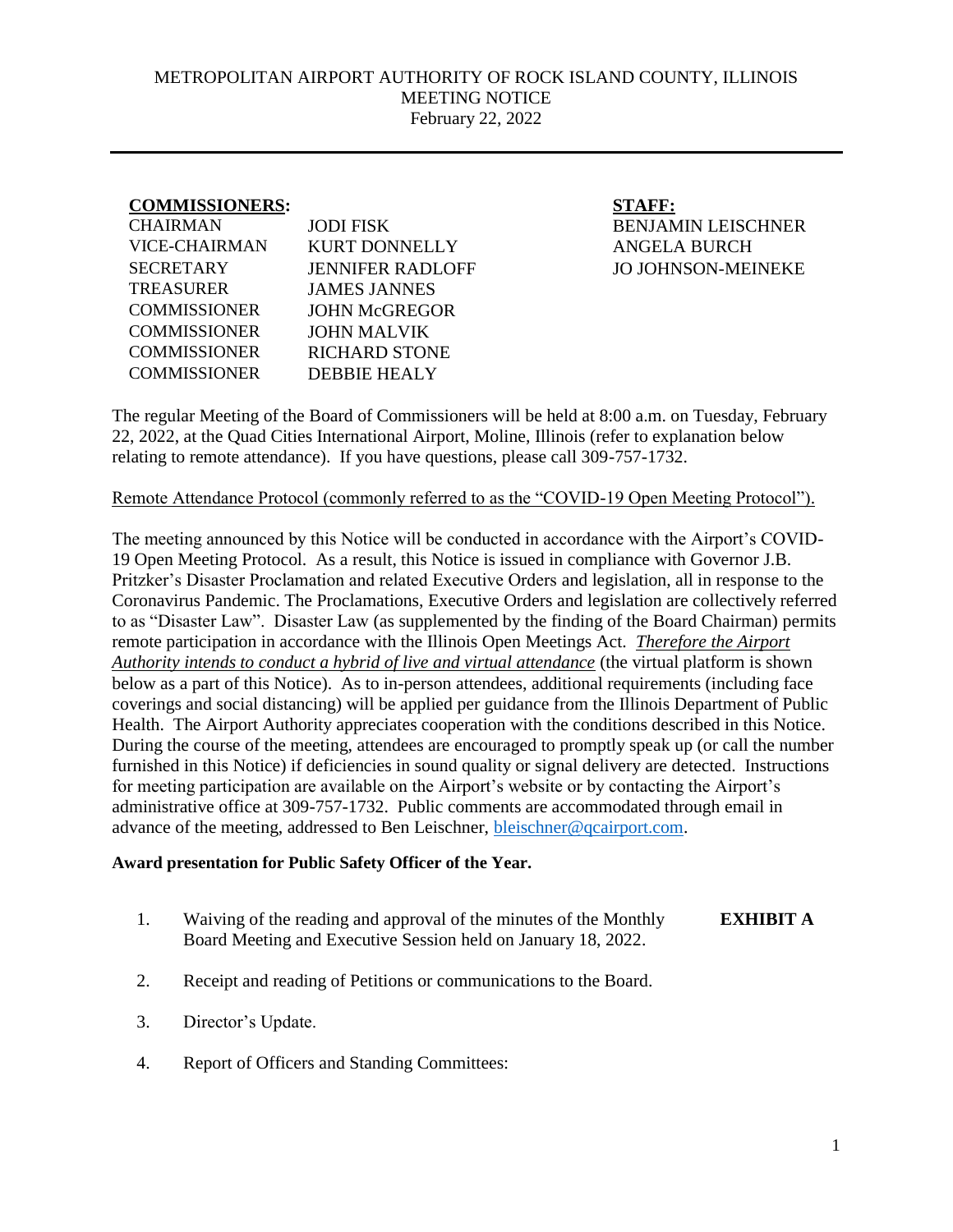METROPOLITAN AIRPORT AUTHORITY OF ROCK ISLAND COUNTY, ILLINOIS
MEETING NOTICE
February 22, 2022

---

**COMMISSIONERS:**

| | |
|---|---|
| CHAIRMAN | JODI FISK |
| VICE-CHAIRMAN | KURT DONNELLY |
| SECRETARY | JENNIFER RADLOFF |
| TREASURER | JAMES JANNES |
| COMMISSIONER | JOHN McGREGOR |
| COMMISSIONER | JOHN MALVIK |
| COMMISSIONER | RICHARD STONE |
| COMMISSIONER | DEBBIE HEALY |

**STAFF:**

BENJAMIN LEISCHNER
ANGELA BURCH
JO JOHNSON-MEINEKE

The regular Meeting of the Board of Commissioners will be held at 8:00 a.m. on Tuesday, February 22, 2022, at the Quad Cities International Airport, Moline, Illinois (refer to explanation below relating to remote attendance). If you have questions, please call 309-757-1732.

Remote Attendance Protocol (commonly referred to as the "COVID-19 Open Meeting Protocol").

The meeting announced by this Notice will be conducted in accordance with the Airport's COVID-19 Open Meeting Protocol. As a result, this Notice is issued in compliance with Governor J.B. Pritzker's Disaster Proclamation and related Executive Orders and legislation, all in response to the Coronavirus Pandemic. The Proclamations, Executive Orders and legislation are collectively referred to as "Disaster Law". Disaster Law (as supplemented by the finding of the Board Chairman) permits remote participation in accordance with the Illinois Open Meetings Act. *Therefore the Airport Authority intends to conduct a hybrid of live and virtual attendance* (the virtual platform is shown below as a part of this Notice). As to in-person attendees, additional requirements (including face coverings and social distancing) will be applied per guidance from the Illinois Department of Public Health. The Airport Authority appreciates cooperation with the conditions described in this Notice. During the course of the meeting, attendees are encouraged to promptly speak up (or call the number furnished in this Notice) if deficiencies in sound quality or signal delivery are detected. Instructions for meeting participation are available on the Airport's website or by contacting the Airport's administrative office at 309-757-1732. Public comments are accommodated through email in advance of the meeting, addressed to Ben Leischner, bleischner@qcairport.com.

**Award presentation for Public Safety Officer of the Year.**

1. Waiving of the reading and approval of the minutes of the Monthly Board Meeting and Executive Session held on January 18, 2022. **EXHIBIT A**

2. Receipt and reading of Petitions or communications to the Board.

3. Director's Update.

4. Report of Officers and Standing Committees: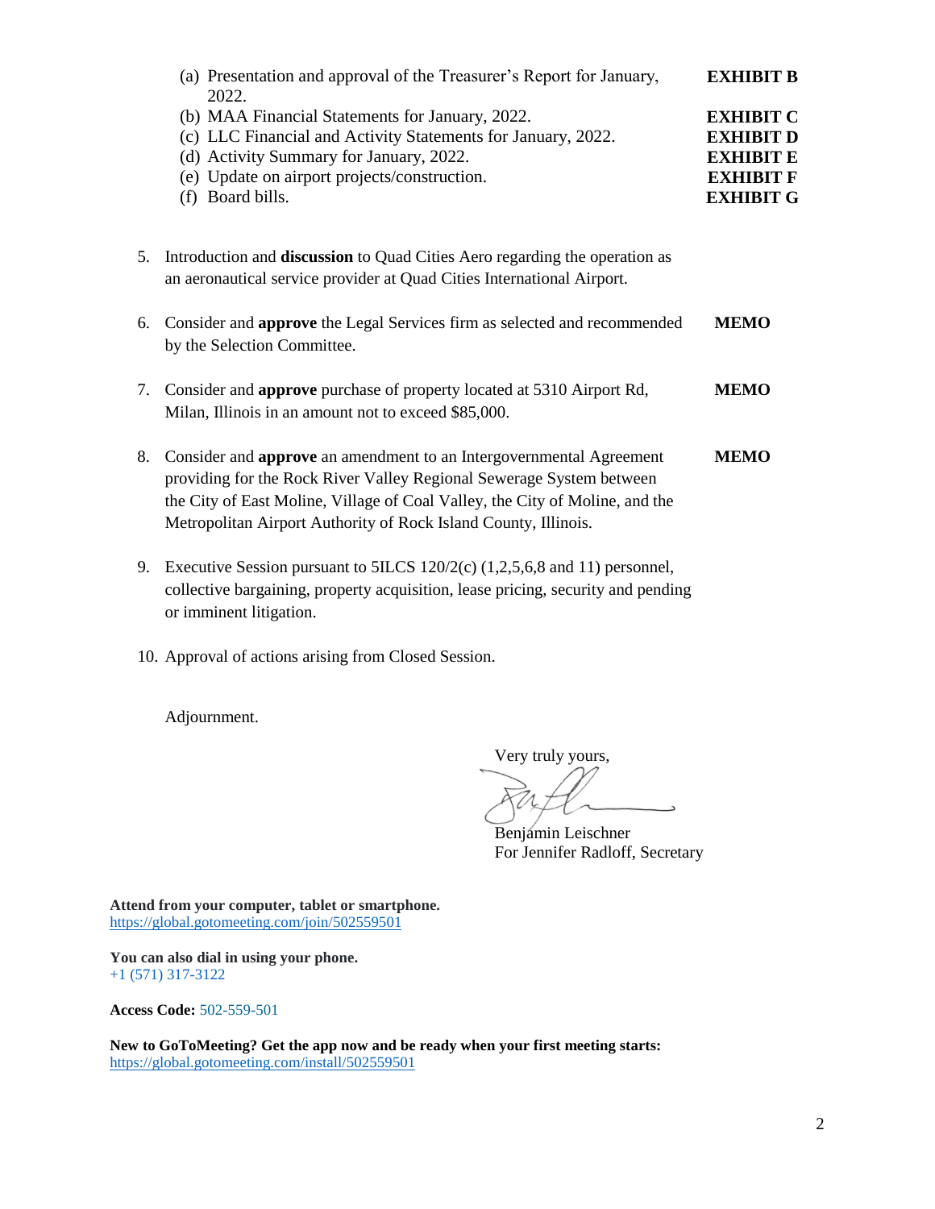(a) Presentation and approval of the Treasurer's Report for January, 2022. **EXHIBIT B**
(b) MAA Financial Statements for January, 2022. **EXHIBIT C**
(c) LLC Financial and Activity Statements for January, 2022. **EXHIBIT D**
(d) Activity Summary for January, 2022. **EXHIBIT E**
(e) Update on airport projects/construction. **EXHIBIT F**
(f) Board bills. **EXHIBIT G**

5. Introduction and **discussion** to Quad Cities Aero regarding the operation as an aeronautical service provider at Quad Cities International Airport.

6. Consider and **approve** the Legal Services firm as selected and recommended by the Selection Committee. **MEMO**

7. Consider and **approve** purchase of property located at 5310 Airport Rd, Milan, Illinois in an amount not to exceed $85,000. **MEMO**

8. Consider and **approve** an amendment to an Intergovernmental Agreement providing for the Rock River Valley Regional Sewerage System between the City of East Moline, Village of Coal Valley, the City of Moline, and the Metropolitan Airport Authority of Rock Island County, Illinois. **MEMO**

9. Executive Session pursuant to 5ILCS 120/2(c) (1,2,5,6,8 and 11) personnel, collective bargaining, property acquisition, lease pricing, security and pending or imminent litigation.

10. Approval of actions arising from Closed Session.

Adjournment.

Very truly yours,

Benjamin Leischner
For Jennifer Radloff, Secretary

**Attend from your computer, tablet or smartphone.**
https://global.gotomeeting.com/join/502559501

**You can also dial in using your phone.**
+1 (571) 317-3122

**Access Code:** 502-559-501

**New to GoToMeeting? Get the app now and be ready when your first meeting starts:**
https://global.gotomeeting.com/install/502559501